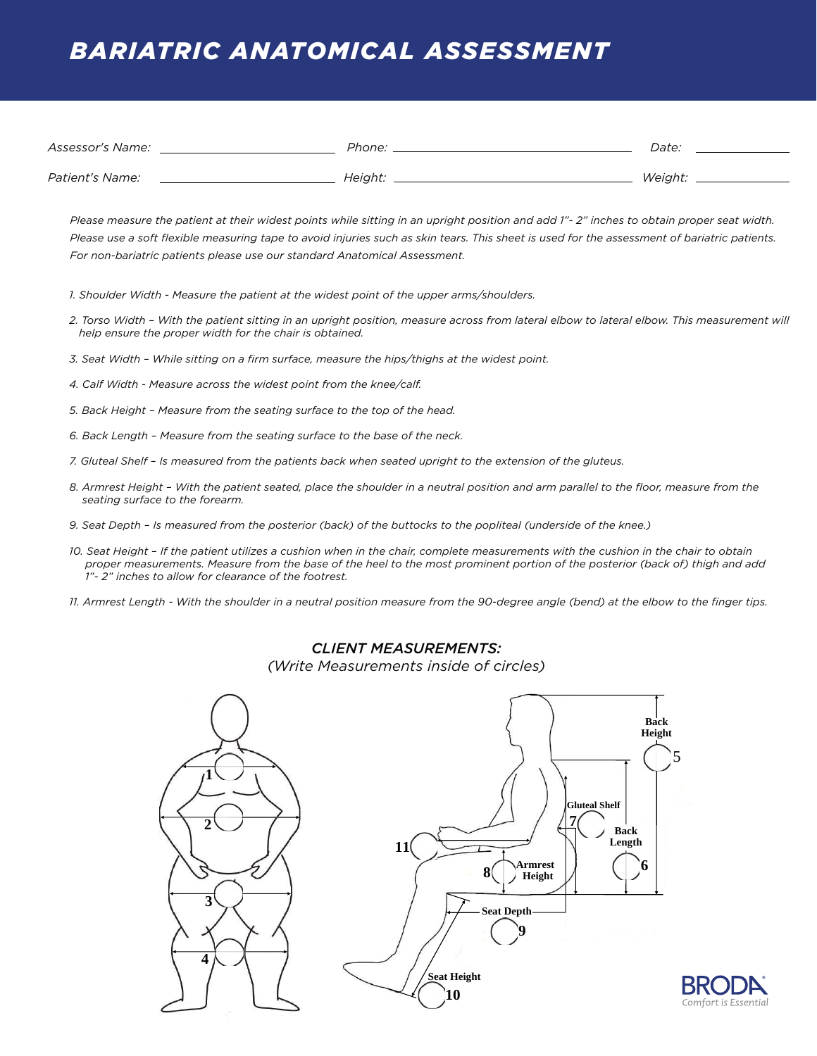# BARIATRIC ANATOMICAL ASSESSMENT

*Assessor's Name:* ______________________ *Phone:* ______________________ *Date:* ______________

*Patient's Name:* ______________________ *Height:* ______________________ *Weight:* ______________

*Please measure the patient at their widest points while sitting in an upright position and add 1"- 2" inches to obtain proper seat width. Please use a soft flexible measuring tape to avoid injuries such as skin tears. This sheet is used for the assessment of bariatric patients. For non-bariatric patients please use our standard Anatomical Assessment.*

1. *Shoulder Width - Measure the patient at the widest point of the upper arms/shoulders.*
2. *Torso Width – With the patient sitting in an upright position, measure across from lateral elbow to lateral elbow. This measurement will help ensure the proper width for the chair is obtained.*
3. *Seat Width – While sitting on a firm surface, measure the hips/thighs at the widest point.*
4. *Calf Width - Measure across the widest point from the knee/calf.*
5. *Back Height – Measure from the seating surface to the top of the head.*
6. *Back Length – Measure from the seating surface to the base of the neck.*
7. *Gluteal Shelf – Is measured from the patients back when seated upright to the extension of the gluteus.*
8. *Armrest Height – With the patient seated, place the shoulder in a neutral position and arm parallel to the floor, measure from the seating surface to the forearm.*
9. *Seat Depth – Is measured from the posterior (back) of the buttocks to the popliteal (underside of the knee.)*
10. *Seat Height – If the patient utilizes a cushion when in the chair, complete measurements with the cushion in the chair to obtain proper measurements. Measure from the base of the heel to the most prominent portion of the posterior (back of) thigh and add 1"- 2" inches to allow for clearance of the footrest.*
11. *Armrest Length - With the shoulder in a neutral position measure from the 90-degree angle (bend) at the elbow to the finger tips.*

## *CLIENT MEASUREMENTS:*

*(Write Measurements inside of circles)*

1, 2, 3, 4

Back Height 5

Gluteal Shelf 7

Back Length 6

11

8 Armrest Height

Seat Depth 9

Seat Height 10

BRODA
Comfort is Essential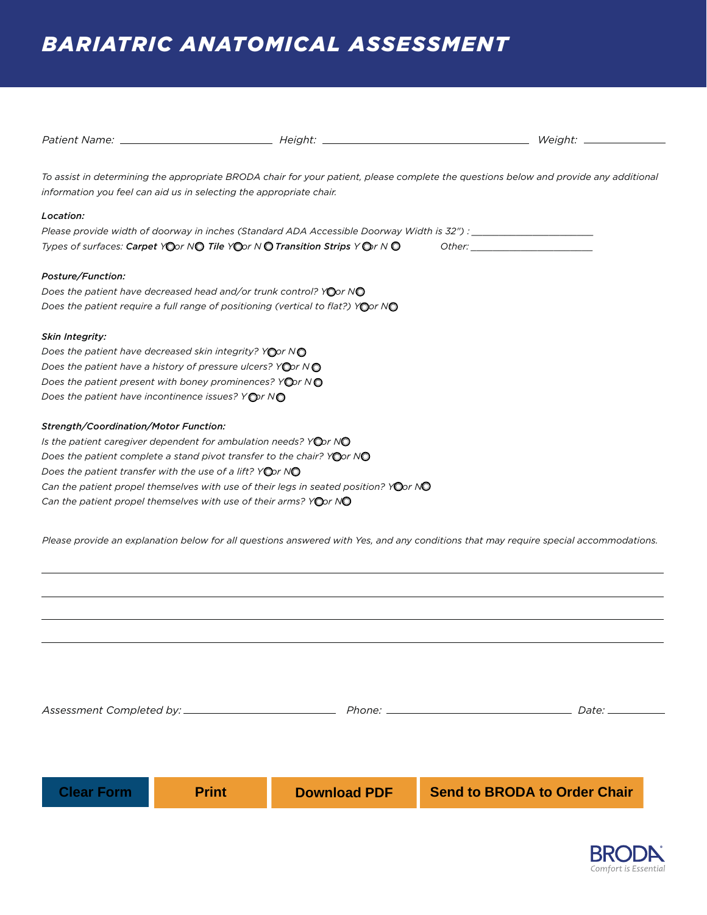# BARIATRIC ANATOMICAL ASSESSMENT

*Patient Name:* ______________________ *Height:* ______________________________ *Weight:* ____________

*To assist in determining the appropriate BRODA chair for your patient, please complete the questions below and provide any additional information you feel can aid us in selecting the appropriate chair.*

***Location:***

*Please provide width of doorway in inches (Standard ADA Accessible Doorway Width is 32") :* ______________________

*Types of surfaces:* ***Carpet*** *Y or N* ***Tile*** *Y or N* ***Transition Strips*** *Y or N* *Other:* ______________________

***Posture/Function:***

*Does the patient have decreased head and/or trunk control? Y or N*

*Does the patient require a full range of positioning (vertical to flat?) Y or N*

***Skin Integrity:***

*Does the patient have decreased skin integrity? Y or N*

*Does the patient have a history of pressure ulcers? Y or N*

*Does the patient present with boney prominences? Y or N*

*Does the patient have incontinence issues? Y or N*

***Strength/Coordination/Motor Function:***

*Is the patient caregiver dependent for ambulation needs? Y or N*

*Does the patient complete a stand pivot transfer to the chair? Y or N*

*Does the patient transfer with the use of a lift? Y or N*

*Can the patient propel themselves with use of their legs in seated position? Y or N*

*Can the patient propel themselves with use of their arms? Y or N*

*Please provide an explanation below for all questions answered with Yes, and any conditions that may require special accommodations.*

______________________________________________________________________________

______________________________________________________________________________

______________________________________________________________________________

______________________________________________________________________________

*Assessment Completed by:* ______________________ *Phone:* __________________________ *Date:* ________

Clear Form | Print | Download PDF | Send to BRODA to Order Chair

BRODA
Comfort is Essential